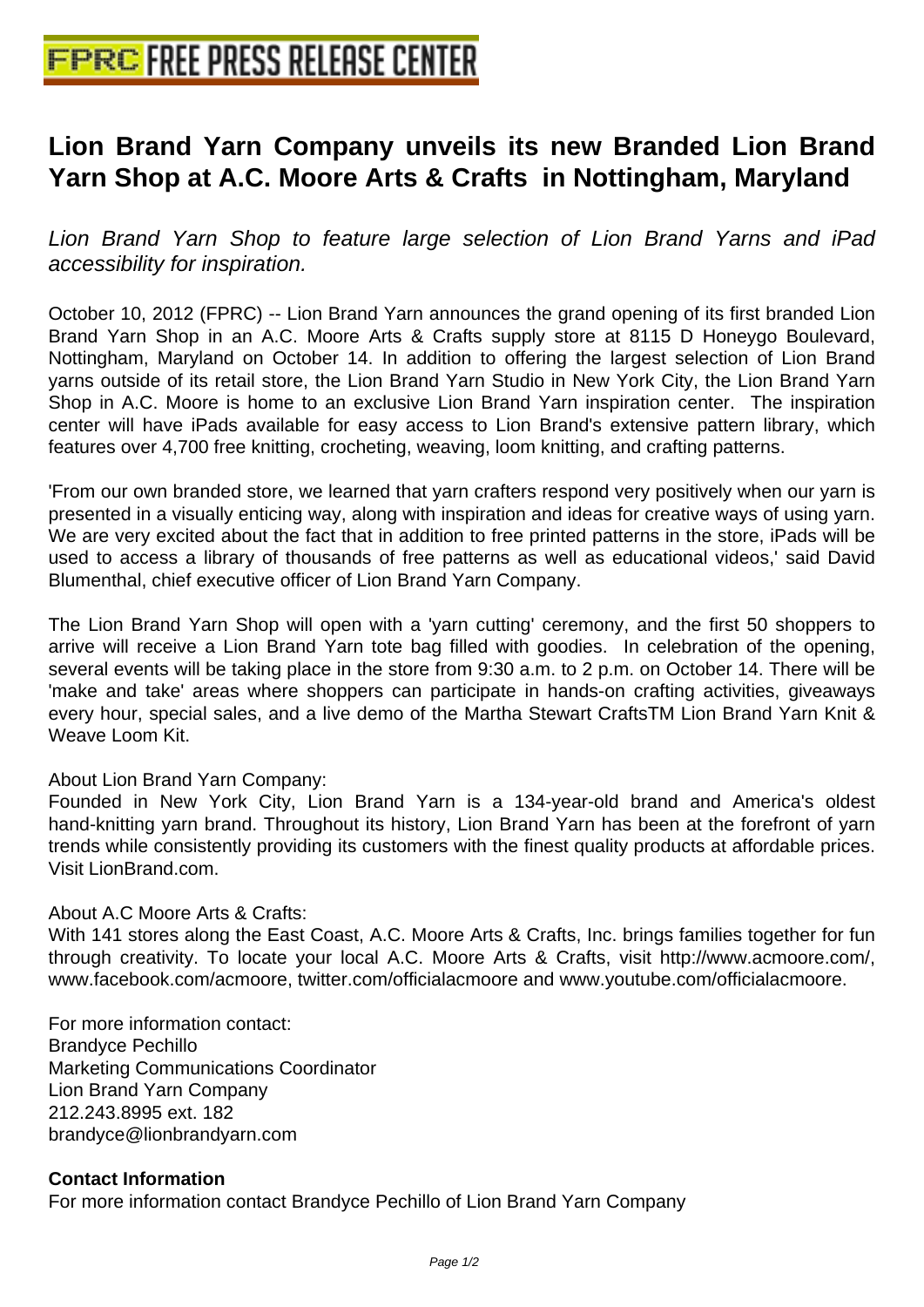# Lion Brand Yarn Company unveils its new Branded Lion Brand Yarn Shop at A.C. Moore Arts & Crafts in Nottingham, Maryland

*Lion Brand Yarn Shop to feature large selection of Lion Brand Yarns and iPad accessibility for inspiration.*

October 10, 2012 (FPRC) -- Lion Brand Yarn announces the grand opening of its first branded Lion Brand Yarn Shop in an A.C. Moore Arts & Crafts supply store at 8115 D Honeygo Boulevard, Nottingham, Maryland on October 14. In addition to offering the largest selection of Lion Brand yarns outside of its retail store, the Lion Brand Yarn Studio in New York City, the Lion Brand Yarn Shop in A.C. Moore is home to an exclusive Lion Brand Yarn inspiration center. The inspiration center will have iPads available for easy access to Lion Brand's extensive pattern library, which features over 4,700 free knitting, crocheting, weaving, loom knitting, and crafting patterns.

'From our own branded store, we learned that yarn crafters respond very positively when our yarn is presented in a visually enticing way, along with inspiration and ideas for creative ways of using yarn. We are very excited about the fact that in addition to free printed patterns in the store, iPads will be used to access a library of thousands of free patterns as well as educational videos,' said David Blumenthal, chief executive officer of Lion Brand Yarn Company.

The Lion Brand Yarn Shop will open with a 'yarn cutting' ceremony, and the first 50 shoppers to arrive will receive a Lion Brand Yarn tote bag filled with goodies. In celebration of the opening, several events will be taking place in the store from 9:30 a.m. to 2 p.m. on October 14. There will be 'make and take' areas where shoppers can participate in hands-on crafting activities, giveaways every hour, special sales, and a live demo of the Martha Stewart CraftsTM Lion Brand Yarn Knit & Weave Loom Kit.

About Lion Brand Yarn Company:
Founded in New York City, Lion Brand Yarn is a 134-year-old brand and America's oldest hand-knitting yarn brand. Throughout its history, Lion Brand Yarn has been at the forefront of yarn trends while consistently providing its customers with the finest quality products at affordable prices. Visit LionBrand.com.

About A.C Moore Arts & Crafts:
With 141 stores along the East Coast, A.C. Moore Arts & Crafts, Inc. brings families together for fun through creativity. To locate your local A.C. Moore Arts & Crafts, visit http://www.acmoore.com/, www.facebook.com/acmoore, twitter.com/officialacmoore and www.youtube.com/officialacmoore.

For more information contact:
Brandyce Pechillo
Marketing Communications Coordinator
Lion Brand Yarn Company
212.243.8995 ext. 182
brandyce@lionbrandyarn.com

**Contact Information**
For more information contact Brandyce Pechillo of Lion Brand Yarn Company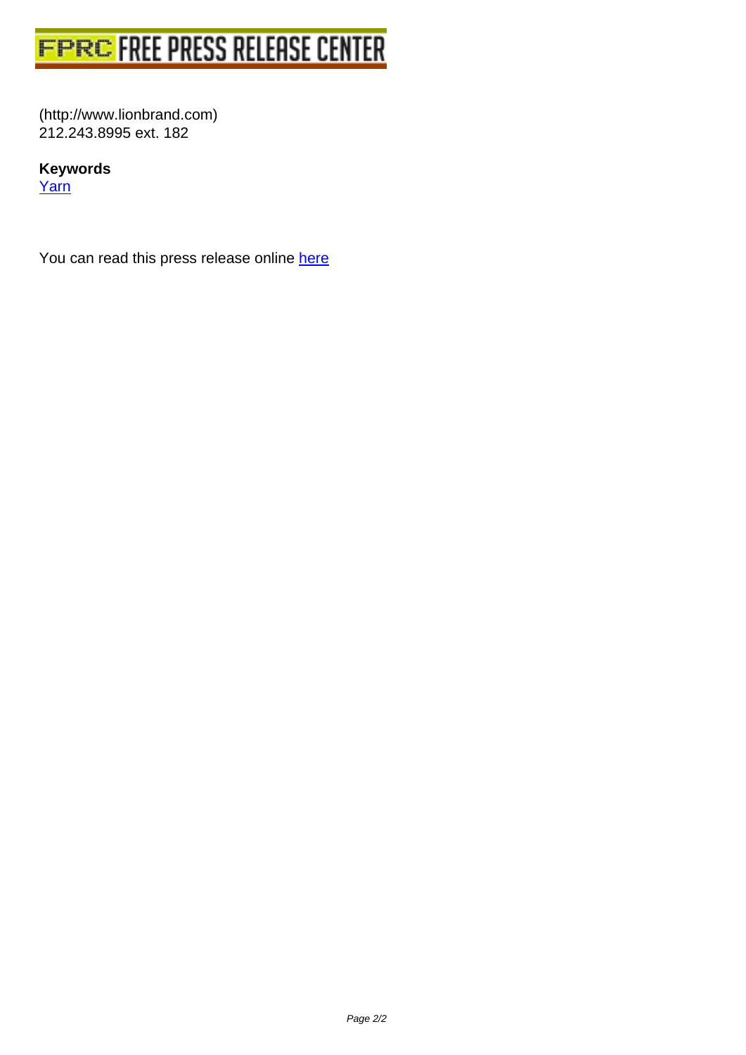(http://www.lionbrand.com)
212.243.8995 ext. 182

**Keywords**
Yarn

You can read this press release online here